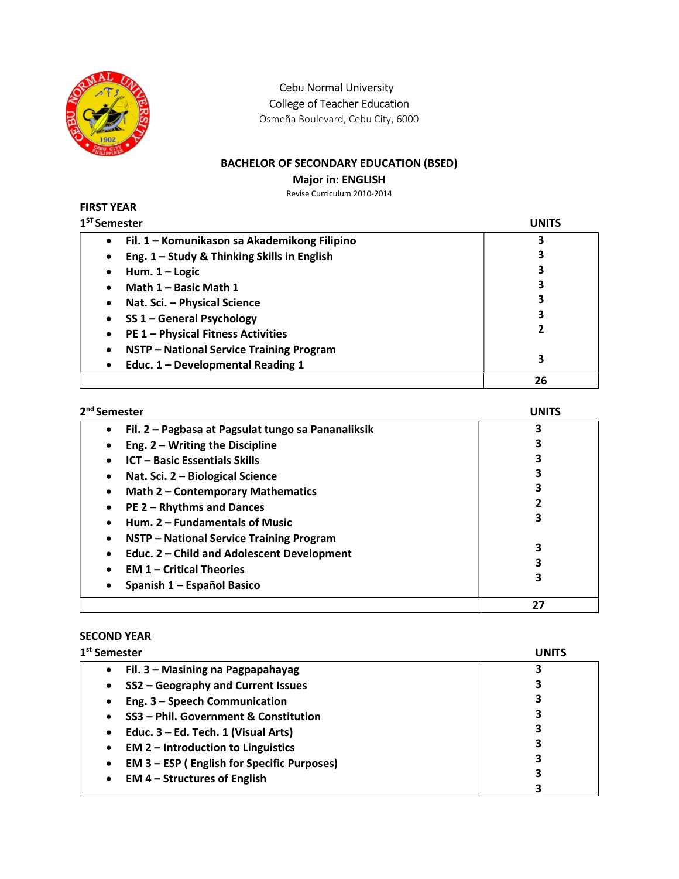Cebu Normal University
College of Teacher Education
Osmeña Boulevard, Cebu City, 6000

## BACHELOR OF SECONDARY EDUCATION (BSED)

### Major in: ENGLISH

Revise Curriculum 2010-2014

### FIRST YEAR

**1[ST] Semester**

| Course | UNITS |
|---|---|
| Fil. 1 – Komunikason sa Akademikong Filipino | 3 |
| Eng. 1 – Study & Thinking Skills in English | 3 |
| Hum. 1 – Logic | 3 |
| Math 1 – Basic Math 1 | 3 |
| Nat. Sci. – Physical Science | 3 |
| SS 1 – General Psychology | 3 |
| PE 1 – Physical Fitness Activities | 2 |
| NSTP – National Service Training Program | |
| Educ. 1 – Developmental Reading 1 | 3 |
| | **26** |

**2[nd] Semester**

| Course | UNITS |
|---|---|
| Fil. 2 – Pagbasa at Pagsulat tungo sa Pananaliksik | 3 |
| Eng. 2 – Writing the Discipline | 3 |
| ICT – Basic Essentials Skills | 3 |
| Nat. Sci. 2 – Biological Science | 3 |
| Math 2 – Contemporary Mathematics | 3 |
| PE 2 – Rhythms and Dances | 2 |
| Hum. 2 – Fundamentals of Music | 3 |
| NSTP – National Service Training Program | |
| Educ. 2 – Child and Adolescent Development | 3 |
| EM 1 – Critical Theories | 3 |
| Spanish 1 – Español Basico | 3 |
| | **27** |

### SECOND YEAR

**1[st] Semester**

| Course | UNITS |
|---|---|
| Fil. 3 – Masining na Pagpapahayag | 3 |
| SS2 – Geography and Current Issues | 3 |
| Eng. 3 – Speech Communication | 3 |
| SS3 – Phil. Government & Constitution | 3 |
| Educ. 3 – Ed. Tech. 1 (Visual Arts) | 3 |
| EM 2 – Introduction to Linguistics | 3 |
| EM 3 – ESP ( English for Specific Purposes) | 3 |
| EM 4 – Structures of English | 3 |
| | 3 |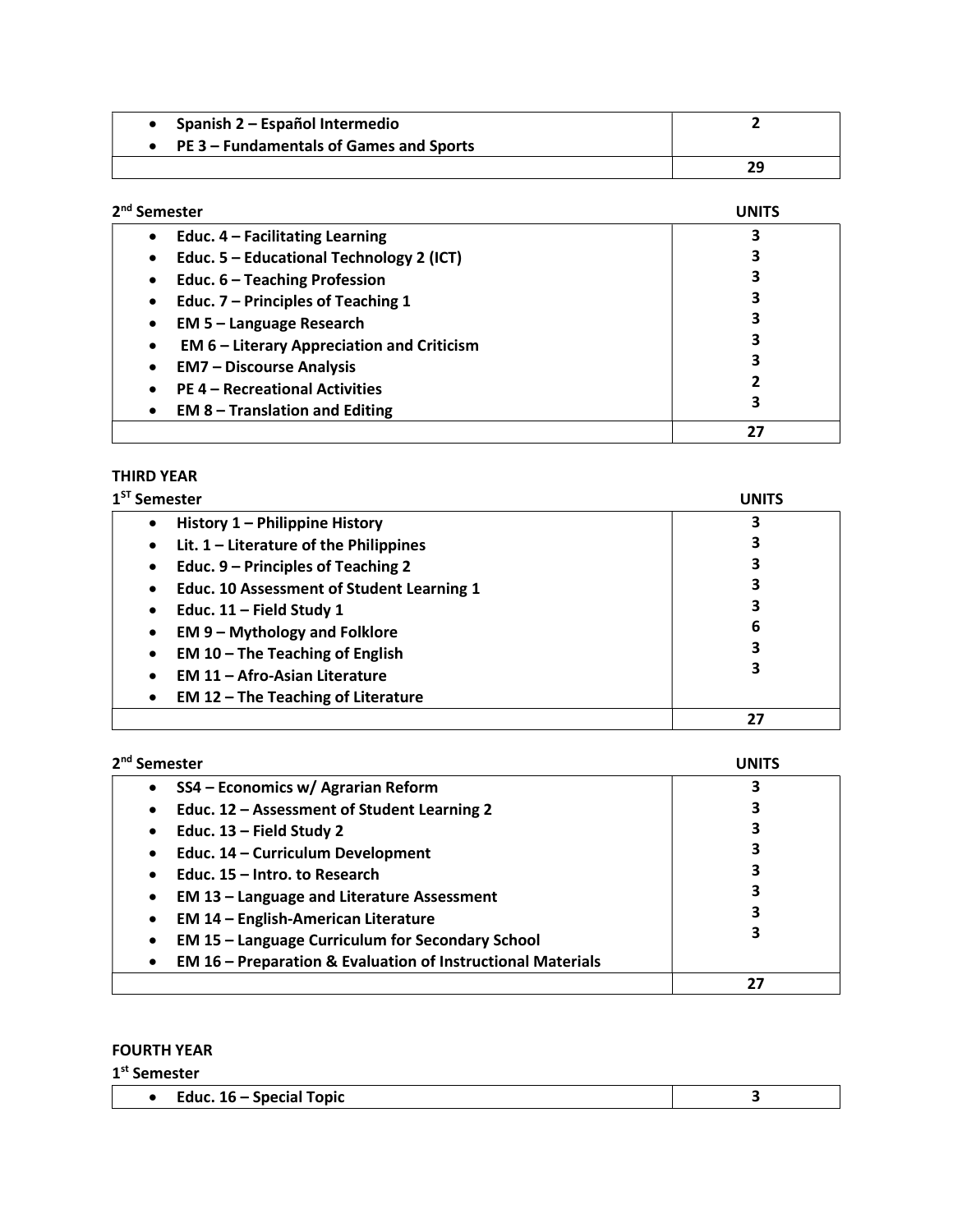| | |
|---|---|
| • Spanish 2 – Español Intermedio | 2 |
| • PE 3 – Fundamentals of Games and Sports | |
| | 29 |

**2nd Semester**

| | UNITS |
|---|---|
| • Educ. 4 – Facilitating Learning | 3 |
| • Educ. 5 – Educational Technology 2 (ICT) | 3 |
| • Educ. 6 – Teaching Profession | 3 |
| • Educ. 7 – Principles of Teaching 1 | 3 |
| • EM 5 – Language Research | 3 |
| • EM 6 – Literary Appreciation and Criticism | 3 |
| • EM7 – Discourse Analysis | 3 |
| • PE 4 – Recreational Activities | 2 |
| • EM 8 – Translation and Editing | 3 |
| | 27 |

**THIRD YEAR**

**1ST Semester**

| | UNITS |
|---|---|
| • History 1 – Philippine History | 3 |
| • Lit. 1 – Literature of the Philippines | 3 |
| • Educ. 9 – Principles of Teaching 2 | 3 |
| • Educ. 10 Assessment of Student Learning 1 | 3 |
| • Educ. 11 – Field Study 1 | 3 |
| • EM 9 – Mythology and Folklore | 6 |
| • EM 10 – The Teaching of English | 3 |
| • EM 11 – Afro-Asian Literature | 3 |
| • EM 12 – The Teaching of Literature | |
| | 27 |

**2nd Semester**

| | UNITS |
|---|---|
| • SS4 – Economics w/ Agrarian Reform | 3 |
| • Educ. 12 – Assessment of Student Learning 2 | 3 |
| • Educ. 13 – Field Study 2 | 3 |
| • Educ. 14 – Curriculum Development | 3 |
| • Educ. 15 – Intro. to Research | 3 |
| • EM 13 – Language and Literature Assessment | 3 |
| • EM 14 – English-American Literature | 3 |
| • EM 15 – Language Curriculum for Secondary School | 3 |
| • EM 16 – Preparation & Evaluation of Instructional Materials | |
| | 27 |

**FOURTH YEAR**

**1st Semester**

| | |
|---|---|
| • Educ. 16 – Special Topic | 3 |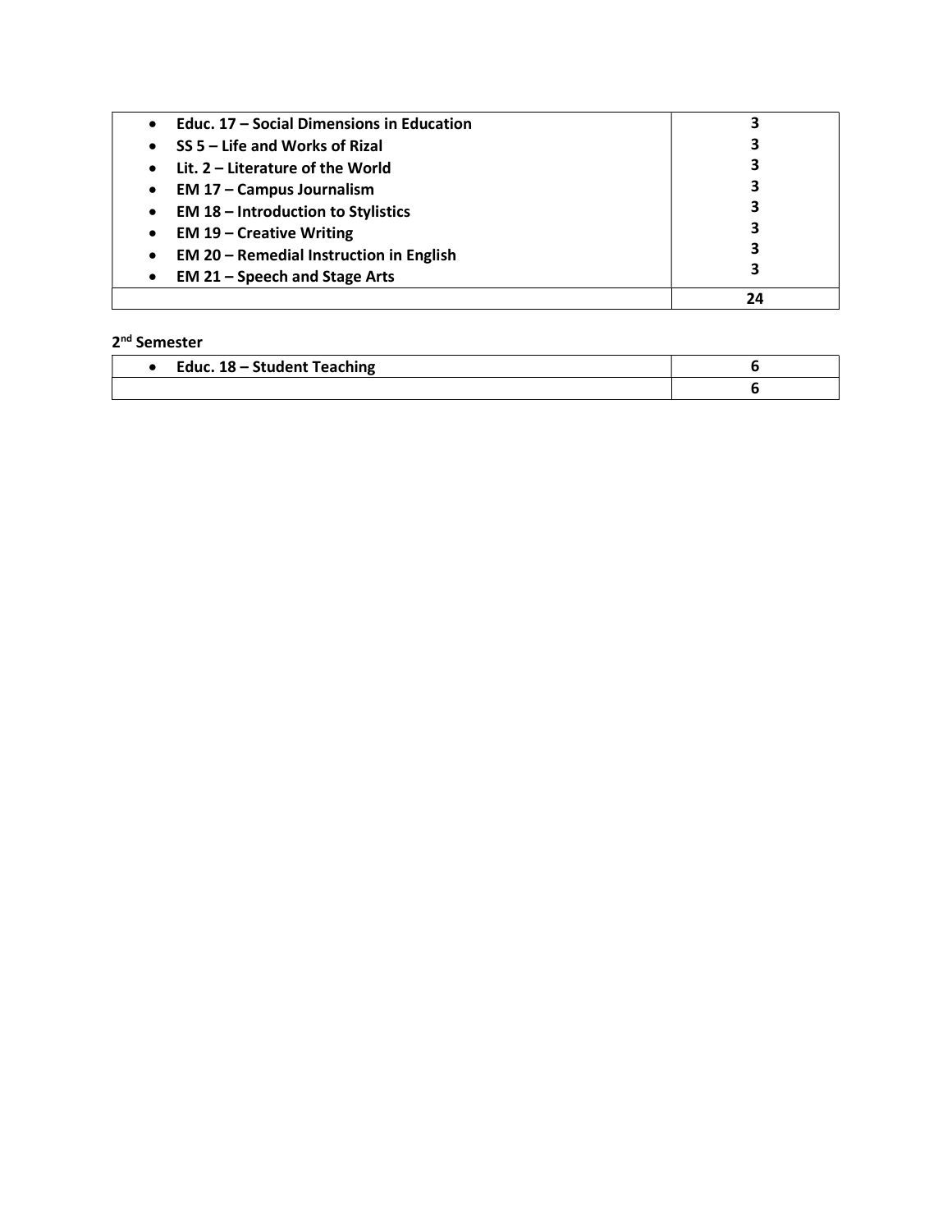| | |
|---|---|
| • **Educ. 17 – Social Dimensions in Education** | **3** |
| • **SS 5 – Life and Works of Rizal** | **3** |
| • **Lit. 2 – Literature of the World** | **3** |
| • **EM 17 – Campus Journalism** | **3** |
| • **EM 18 – Introduction to Stylistics** | **3** |
| • **EM 19 – Creative Writing** | **3** |
| • **EM 20 – Remedial Instruction in English** | **3** |
| • **EM 21 – Speech and Stage Arts** | **3** |
| | **24** |

**2nd Semester**

| | |
|---|---|
| • **Educ. 18 – Student Teaching** | **6** |
| | **6** |